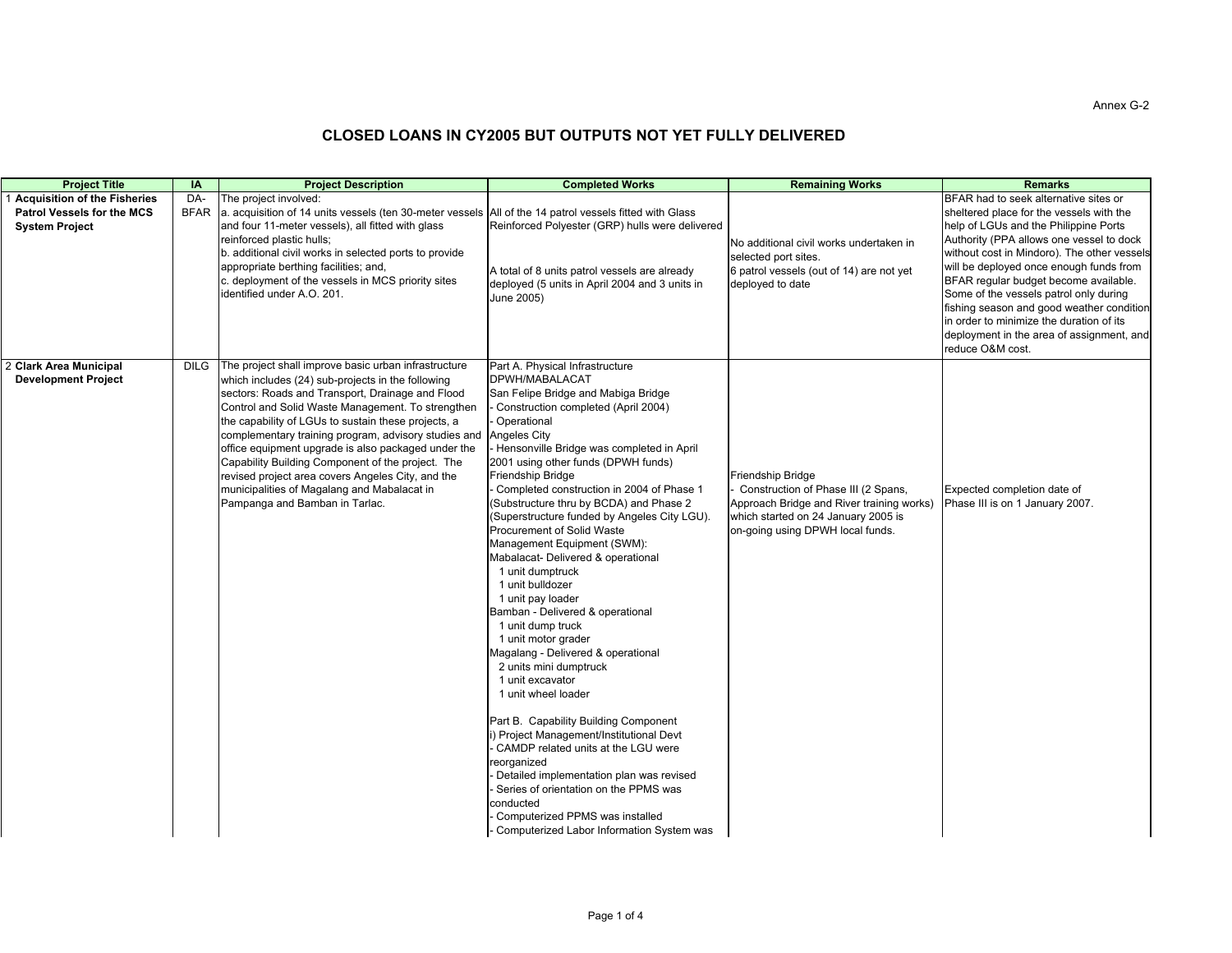Annex G-2

# CLOSED LOANS IN CY2005 BUT OUTPUTS NOT YET FULLY DELIVERED

| | Project Title | IA | Project Description | Completed Works | Remaining Works | Remarks |
|---|---|---|---|---|---|---|
| 1 | **Acquisition of the Fisheries Patrol Vessels for the MCS System Project** | DA-BFAR | The project involved:<br>a. acquisition of 14 units vessels (ten 30-meter vessels and four 11-meter vessels), all fitted with glass reinforced plastic hulls;<br>b. additional civil works in selected ports to provide appropriate berthing facilities; and,<br>c. deployment of the vessels in MCS priority sites identified under A.O. 201. | All of the 14 patrol vessels fitted with Glass Reinforced Polyester (GRP) hulls were delivered<br><br>A total of 8 units patrol vessels are already deployed (5 units in April 2004 and 3 units in June 2005) | No additional civil works undertaken in selected port sites.<br>6 patrol vessels (out of 14) are not yet deployed to date | BFAR had to seek alternative sites or sheltered place for the vessels with the help of LGUs and the Philippine Ports Authority (PPA allows one vessel to dock without cost in Mindoro). The other vessels will be deployed once enough funds from BFAR regular budget become available. Some of the vessels patrol only during fishing season and good weather condition in order to minimize the duration of its deployment in the area of assignment, and reduce O&M cost. |
| 2 | **Clark Area Municipal Development Project** | DILG | The project shall improve basic urban infrastructure which includes (24) sub-projects in the following sectors: Roads and Transport, Drainage and Flood Control and Solid Waste Management. To strengthen the capability of LGUs to sustain these projects, a complementary training program, advisory studies and office equipment upgrade is also packaged under the Capability Building Component of the project. The revised project area covers Angeles City, and the municipalities of Magalang and Mabalacat in Pampanga and Bamban in Tarlac. | Part A. Physical Infrastructure<br>DPWH/MABALACAT<br>San Felipe Bridge and Mabiga Bridge<br>- Construction completed (April 2004)<br>- Operational<br>Angeles City<br>- Hensonville Bridge was completed in April 2001 using other funds (DPWH funds)<br>Friendship Bridge<br>- Completed construction in 2004 of Phase 1 (Substructure thru by BCDA) and Phase 2 (Superstructure funded by Angeles City LGU).<br>Procurement of Solid Waste Management Equipment (SWM):<br>Mabalacat- Delivered & operational<br>1 unit dumptruck<br>1 unit bulldozer<br>1 unit pay loader<br>Bamban - Delivered & operational<br>1 unit dump truck<br>1 unit motor grader<br>Magalang - Delivered & operational<br>2 units mini dumptruck<br>1 unit excavator<br>1 unit wheel loader<br><br>Part B. Capability Building Component<br>i) Project Management/Institutional Devt<br>- CAMDP related units at the LGU were reorganized<br>- Detailed implementation plan was revised<br>- Series of orientation on the PPMS was conducted<br>- Computerized PPMS was installed<br>- Computerized Labor Information System was | Friendship Bridge<br>- Construction of Phase III (2 Spans, Approach Bridge and River training works) which started on 24 January 2005 is on-going using DPWH local funds. | Expected completion date of Phase III is on 1 January 2007. |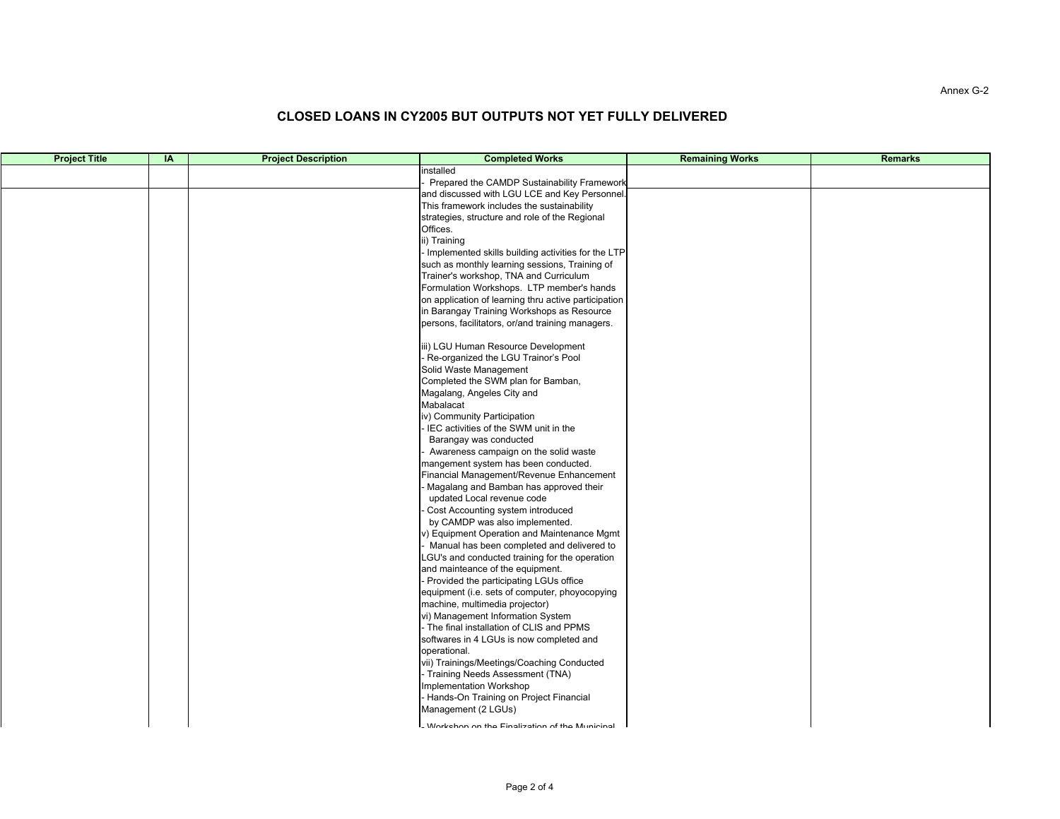Annex G-2

## CLOSED LOANS IN CY2005 BUT OUTPUTS NOT YET FULLY DELIVERED

| Project Title | IA | Project Description | Completed Works | Remaining Works | Remarks |
|---|---|---|---|---|---|
| | | | installed<br>- Prepared the CAMDP Sustainability Framework | | |
| | | | and discussed with LGU LCE and Key Personnel. This framework includes the sustainability strategies, structure and role of the Regional Offices.<br>ii) Training<br>- Implemented skills building activities for the LTP such as monthly learning sessions, Training of Trainer's workshop, TNA and Curriculum Formulation Workshops. LTP member's hands on application of learning thru active participation in Barangay Training Workshops as Resource persons, facilitators, or/and training managers.<br><br>iii) LGU Human Resource Development<br>- Re-organized the LGU Trainor's Pool<br>Solid Waste Management<br>Completed the SWM plan for Bamban, Magalang, Angeles City and Mabalacat<br>iv) Community Participation<br>- IEC activities of the SWM unit in the Barangay was conducted<br>- Awareness campaign on the solid waste mangement system has been conducted.<br>Financial Management/Revenue Enhancement<br>- Magalang and Bamban has approved their updated Local revenue code<br>- Cost Accounting system introduced by CAMDP was also implemented.<br>v) Equipment Operation and Maintenance Mgmt<br>- Manual has been completed and delivered to LGU's and conducted training for the operation and mainteance of the equipment.<br>- Provided the participating LGUs office equipment (i.e. sets of computer, phoyocopying machine, multimedia projector)<br>vi) Management Information System<br>- The final installation of CLIS and PPMS softwares in 4 LGUs is now completed and operational.<br>vii) Trainings/Meetings/Coaching Conducted<br>- Training Needs Assessment (TNA) Implementation Workshop<br>- Hands-On Training on Project Financial Management (2 LGUs)<br><br>- Workshop on the Finalization of the Municipal | | |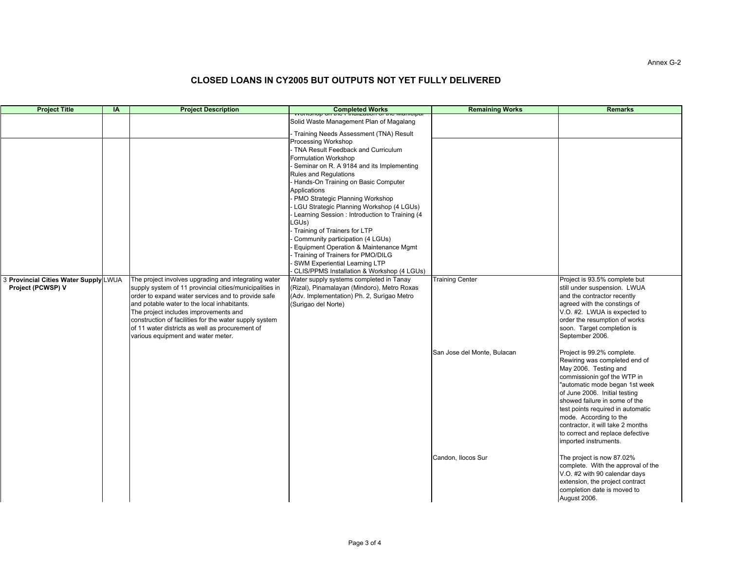Annex G-2

# CLOSED LOANS IN CY2005 BUT OUTPUTS NOT YET FULLY DELIVERED

| Project Title | IA | Project Description | Completed Works | Remaining Works | Remarks |
|---|---|---|---|---|---|
| | | | - Workshop on the Finalization of the Municipal Solid Waste Management Plan of Magalang | | |
| | | | - Training Needs Assessment (TNA) Result Processing Workshop<br>- TNA Result Feedback and Curriculum Formulation Workshop<br>- Seminar on R. A 9184 and its Implementing Rules and Regulations<br>- Hands-On Training on Basic Computer Applications<br>- PMO Strategic Planning Workshop<br>- LGU Strategic Planning Workshop (4 LGUs)<br>- Learning Session : Introduction to Training (4 LGUs)<br>- Training of Trainers for LTP<br>- Community participation (4 LGUs)<br>- Equipment Operation & Maintenance Mgmt<br>- Training of Trainers for PMO/DILG<br>- SWM Experiential Learning LTP<br>- CLIS/PPMS Installation & Workshop (4 LGUs) | | |
| 3 **Provincial Cities Water Supply Project (PCWSP) V** | LWUA | The project involves upgrading and integrating water supply system of 11 provincial cities/municipalities in order to expand water services and to provide safe and potable water to the local inhabitants.<br>The project includes improvements and construction of facilities for the water supply system of 11 water districts as well as procurement of various equipment and water meter. | Water supply systems completed in Tanay (Rizal), Pinamalayan (Mindoro), Metro Roxas (Adv. Implementation) Ph. 2, Surigao Metro (Surigao del Norte) | Training Center | Project is 93.5% complete but still under suspension. LWUA and the contractor recently agreed with the constings of V.O. #2. LWUA is expected to order the resumption of works soon. Target completion is September 2006. |
| | | | | San Jose del Monte, Bulacan | Project is 99.2% complete. Rewiring was completed end of May 2006. Testing and commissionin gof the WTP in "automatic mode began 1st week of June 2006. Initial testing showed failure in some of the test points required in automatic mode. According to the contractor, it will take 2 months to correct and replace defective imported instruments. |
| | | | | Candon, Ilocos Sur | The project is now 87.02% complete. With the approval of the V.O. #2 with 90 calendar days extension, the project contract completion date is moved to August 2006. |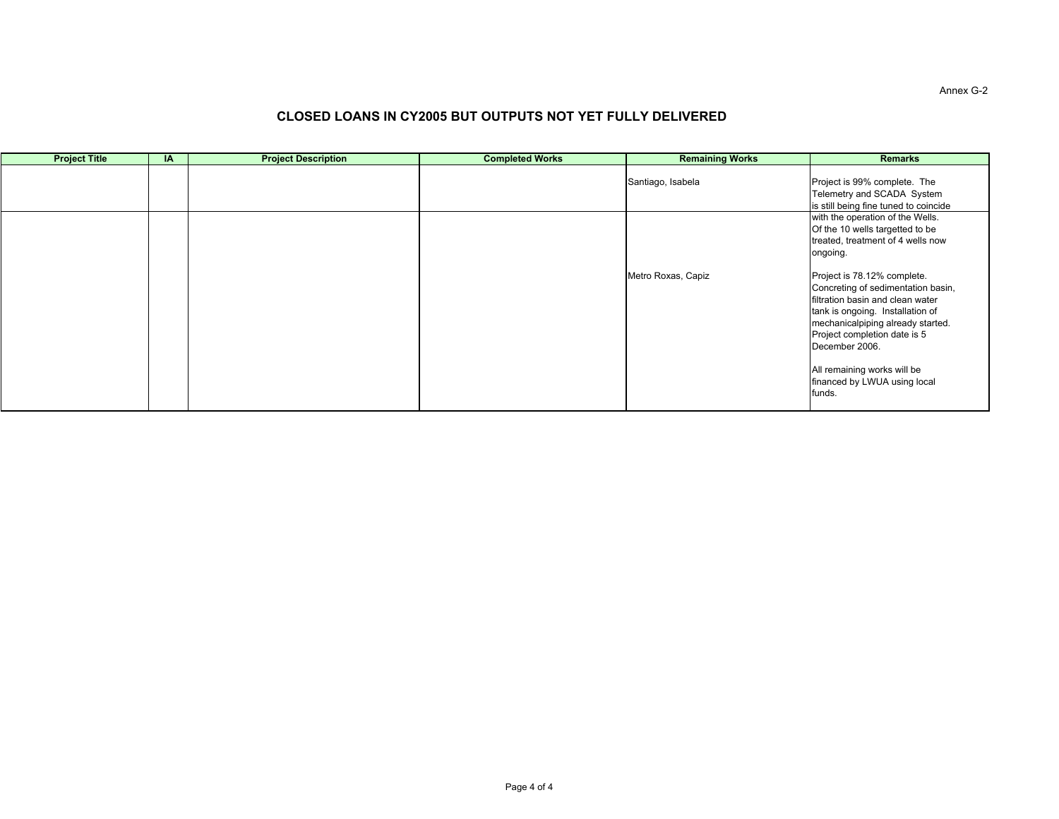Annex G-2

# CLOSED LOANS IN CY2005 BUT OUTPUTS NOT YET FULLY DELIVERED

| Project Title | IA | Project Description | Completed Works | Remaining Works | Remarks |
|---|---|---|---|---|---|
| | | | | Santiago, Isabela | Project is 99% complete. The Telemetry and SCADA System is still being fine tuned to coincide |
| | | | | | with the operation of the Wells. Of the 10 wells targetted to be treated, treatment of 4 wells now ongoing. |
| | | | | Metro Roxas, Capiz | Project is 78.12% complete. Concreting of sedimentation basin, filtration basin and clean water tank is ongoing. Installation of mechanicalpiping already started. Project completion date is 5 December 2006.<br><br>All remaining works will be financed by LWUA using local funds. |